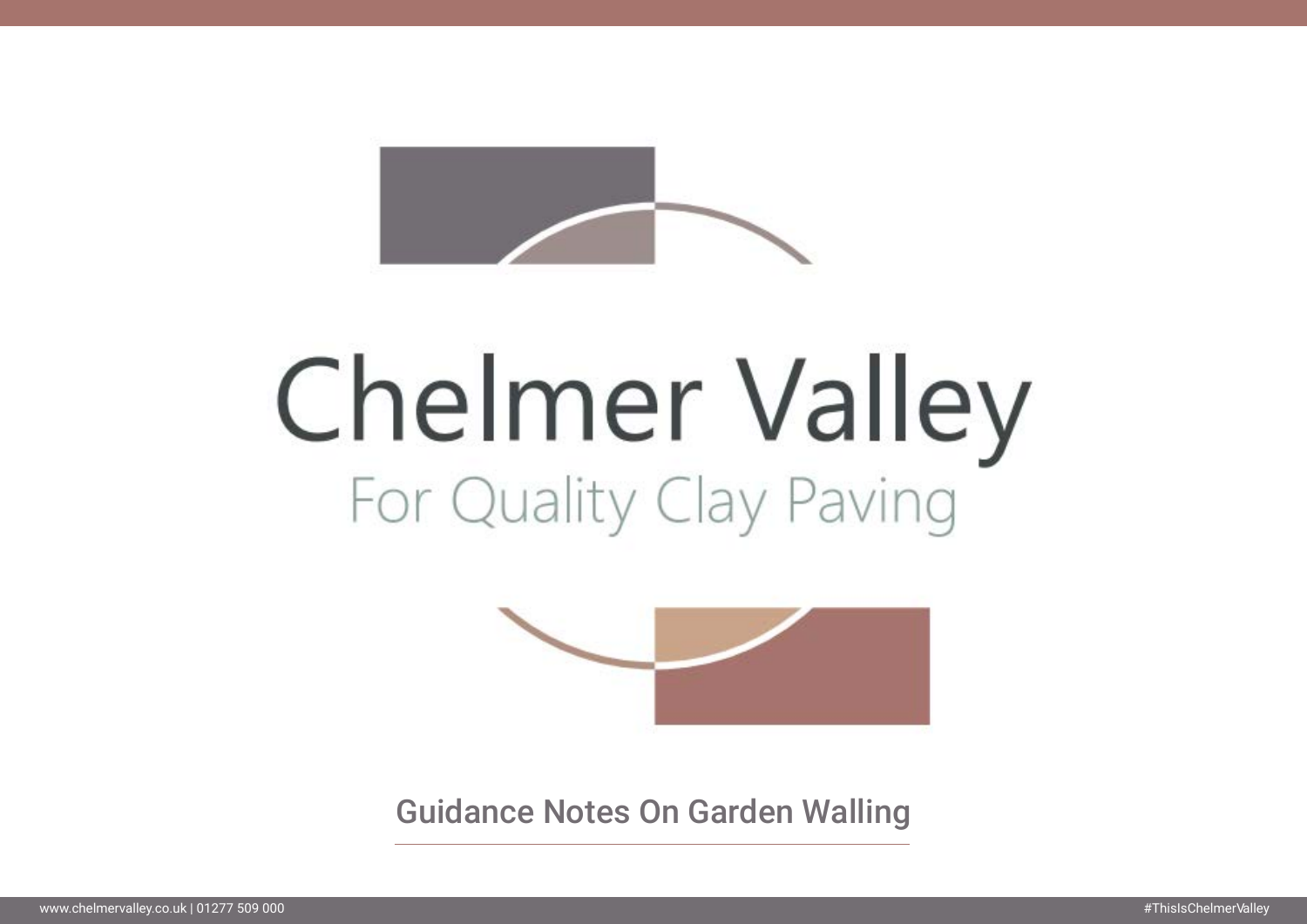# Chelmer Valley

For Quality Clay Paving

## Guidance Notes On Garden Walling

www.chelmervalley.co.uk | 01277 509 000

#ThisIsChelmerValley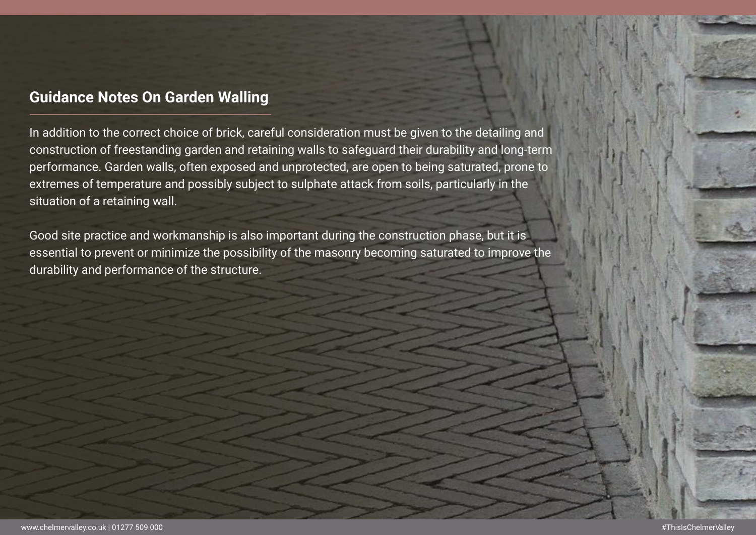## Guidance Notes On Garden Walling

In addition to the correct choice of brick, careful consideration must be given to the detailing and construction of freestanding garden and retaining walls to safeguard their durability and long-term performance. Garden walls, often exposed and unprotected, are open to being saturated, prone to extremes of temperature and possibly subject to sulphate attack from soils, particularly in the situation of a retaining wall.

Good site practice and workmanship is also important during the construction phase, but it is essential to prevent or minimize the possibility of the masonry becoming saturated to improve the durability and performance of the structure.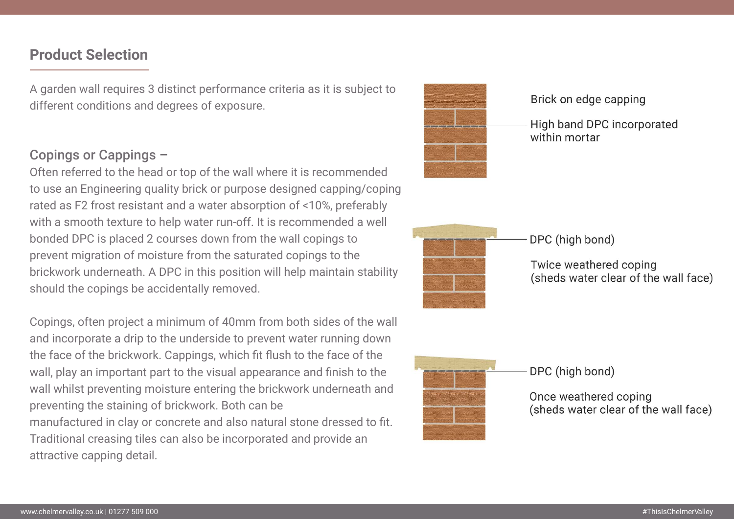## Product Selection

A garden wall requires 3 distinct performance criteria as it is subject to different conditions and degrees of exposure.

### Copings or Cappings –

Often referred to the head or top of the wall where it is recommended to use an Engineering quality brick or purpose designed capping/coping rated as F2 frost resistant and a water absorption of <10%, preferably with a smooth texture to help water run-off. It is recommended a well bonded DPC is placed 2 courses down from the wall copings to prevent migration of moisture from the saturated copings to the brickwork underneath. A DPC in this position will help maintain stability should the copings be accidentally removed.

Copings, often project a minimum of 40mm from both sides of the wall and incorporate a drip to the underside to prevent water running down the face of the brickwork. Cappings, which fit flush to the face of the wall, play an important part to the visual appearance and finish to the wall whilst preventing moisture entering the brickwork underneath and preventing the staining of brickwork. Both can be manufactured in clay or concrete and also natural stone dressed to fit. Traditional creasing tiles can also be incorporated and provide an attractive capping detail.

Brick on edge capping

High band DPC incorporated within mortar

DPC (high bond)

Twice weathered coping (sheds water clear of the wall face)

DPC (high bond)

Once weathered coping (sheds water clear of the wall face)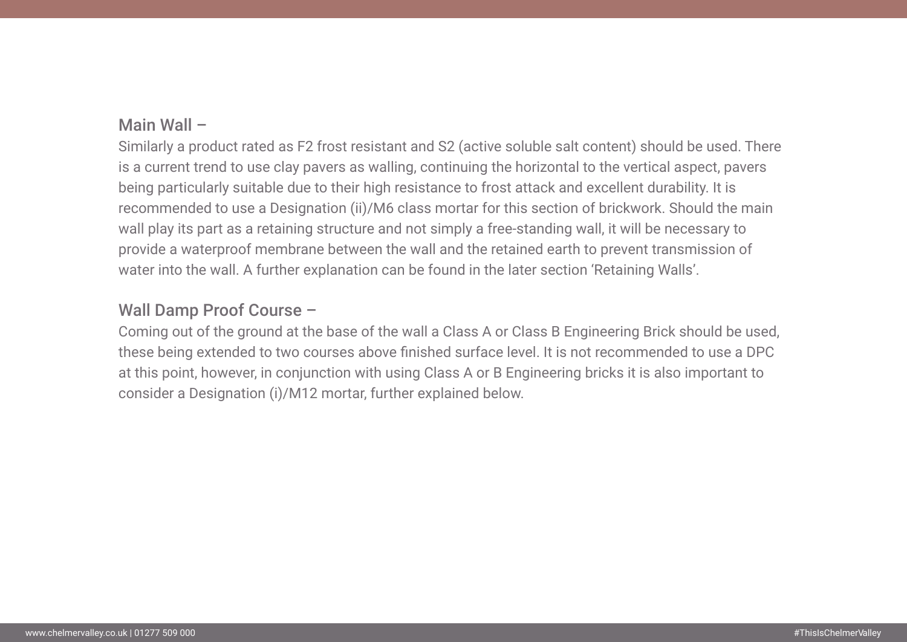## Main Wall –

Similarly a product rated as F2 frost resistant and S2 (active soluble salt content) should be used. There is a current trend to use clay pavers as walling, continuing the horizontal to the vertical aspect, pavers being particularly suitable due to their high resistance to frost attack and excellent durability. It is recommended to use a Designation (ii)/M6 class mortar for this section of brickwork. Should the main wall play its part as a retaining structure and not simply a free-standing wall, it will be necessary to provide a waterproof membrane between the wall and the retained earth to prevent transmission of water into the wall. A further explanation can be found in the later section 'Retaining Walls'.

## Wall Damp Proof Course –

Coming out of the ground at the base of the wall a Class A or Class B Engineering Brick should be used, these being extended to two courses above finished surface level. It is not recommended to use a DPC at this point, however, in conjunction with using Class A or B Engineering bricks it is also important to consider a Designation (i)/M12 mortar, further explained below.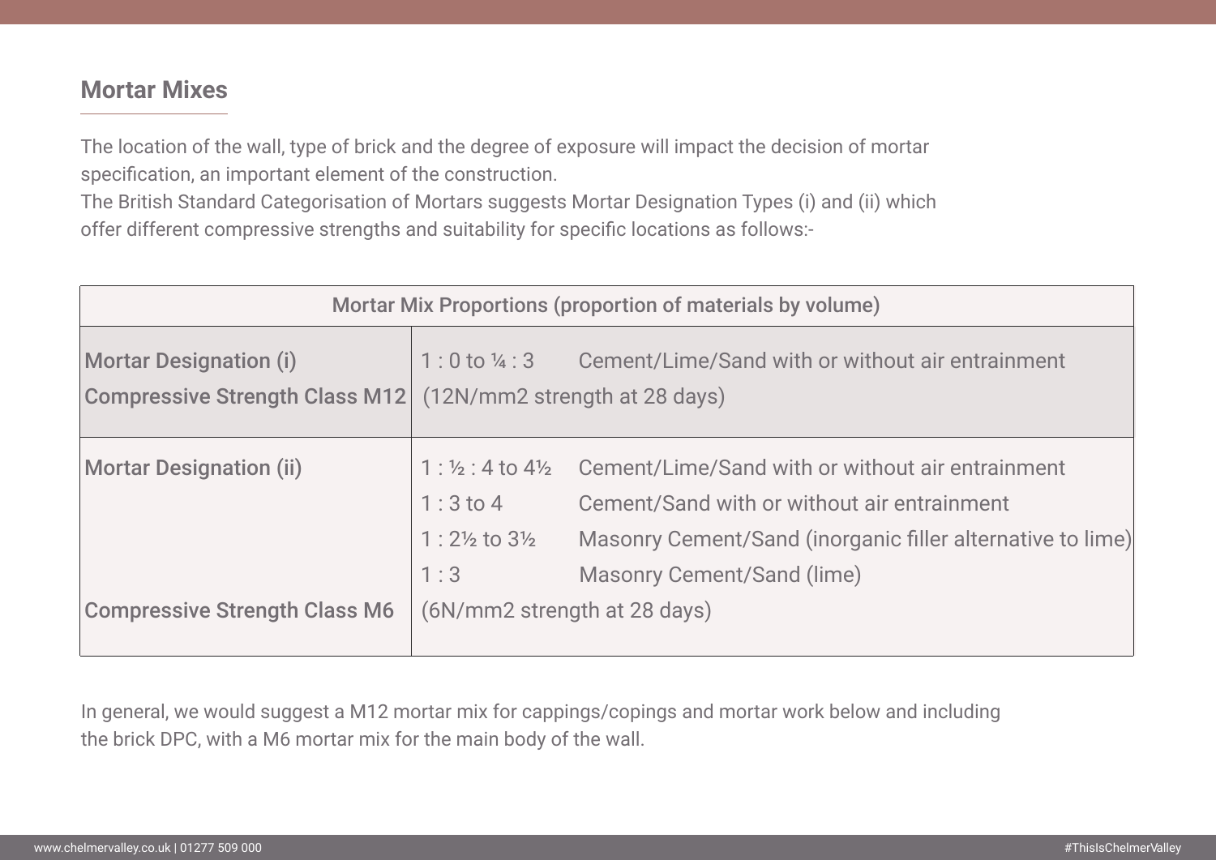## Mortar Mixes

The location of the wall, type of brick and the degree of exposure will impact the decision of mortar specification, an important element of the construction.
The British Standard Categorisation of Mortars suggests Mortar Designation Types (i) and (ii) which offer different compressive strengths and suitability for specific locations as follows:-

| Mortar Mix Proportions (proportion of materials by volume) | | |
|---|---|---|
| **Mortar Designation (i)** | 1 : 0 to ¼ : 3 | Cement/Lime/Sand with or without air entrainment |
| **Compressive Strength Class M12** | (12N/mm2 strength at 28 days) | |
| **Mortar Designation (ii)** | 1 : ½ : 4 to 4½ | Cement/Lime/Sand with or without air entrainment |
| | 1 : 3 to 4 | Cement/Sand with or without air entrainment |
| | 1 : 2½ to 3½ | Masonry Cement/Sand (inorganic filler alternative to lime) |
| | 1 : 3 | Masonry Cement/Sand (lime) |
| **Compressive Strength Class M6** | (6N/mm2 strength at 28 days) | |

In general, we would suggest a M12 mortar mix for cappings/copings and mortar work below and including the brick DPC, with a M6 mortar mix for the main body of the wall.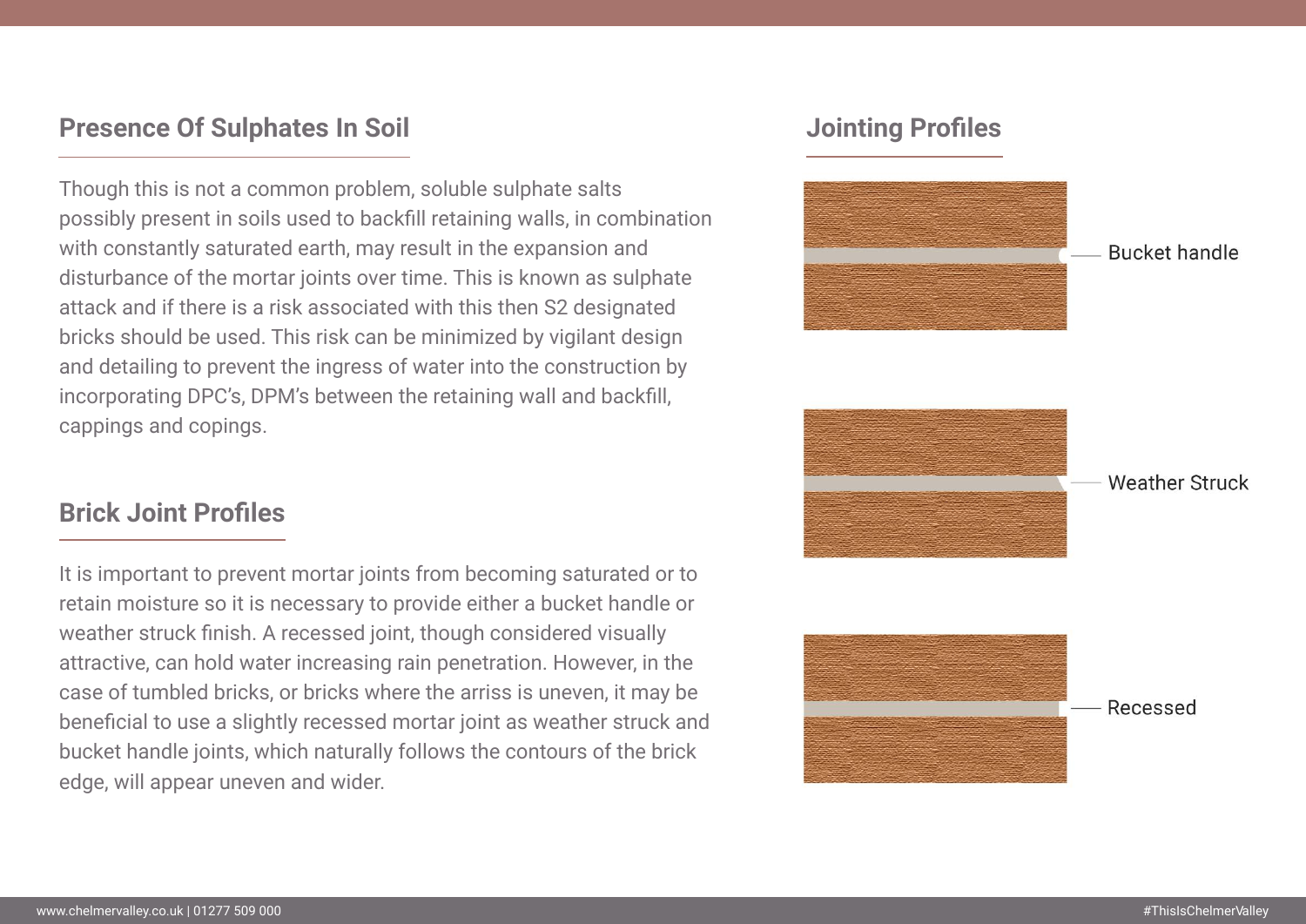## Presence Of Sulphates In Soil

Though this is not a common problem, soluble sulphate salts possibly present in soils used to backfill retaining walls, in combination with constantly saturated earth, may result in the expansion and disturbance of the mortar joints over time. This is known as sulphate attack and if there is a risk associated with this then S2 designated bricks should be used. This risk can be minimized by vigilant design and detailing to prevent the ingress of water into the construction by incorporating DPC's, DPM's between the retaining wall and backfill, cappings and copings.

## Brick Joint Profiles

It is important to prevent mortar joints from becoming saturated or to retain moisture so it is necessary to provide either a bucket handle or weather struck finish. A recessed joint, though considered visually attractive, can hold water increasing rain penetration. However, in the case of tumbled bricks, or bricks where the arris is uneven, it may be beneficial to use a slightly recessed mortar joint as weather struck and bucket handle joints, which naturally follows the contours of the brick edge, will appear uneven and wider.

## Jointing Profiles

Bucket handle

Weather Struck

Recessed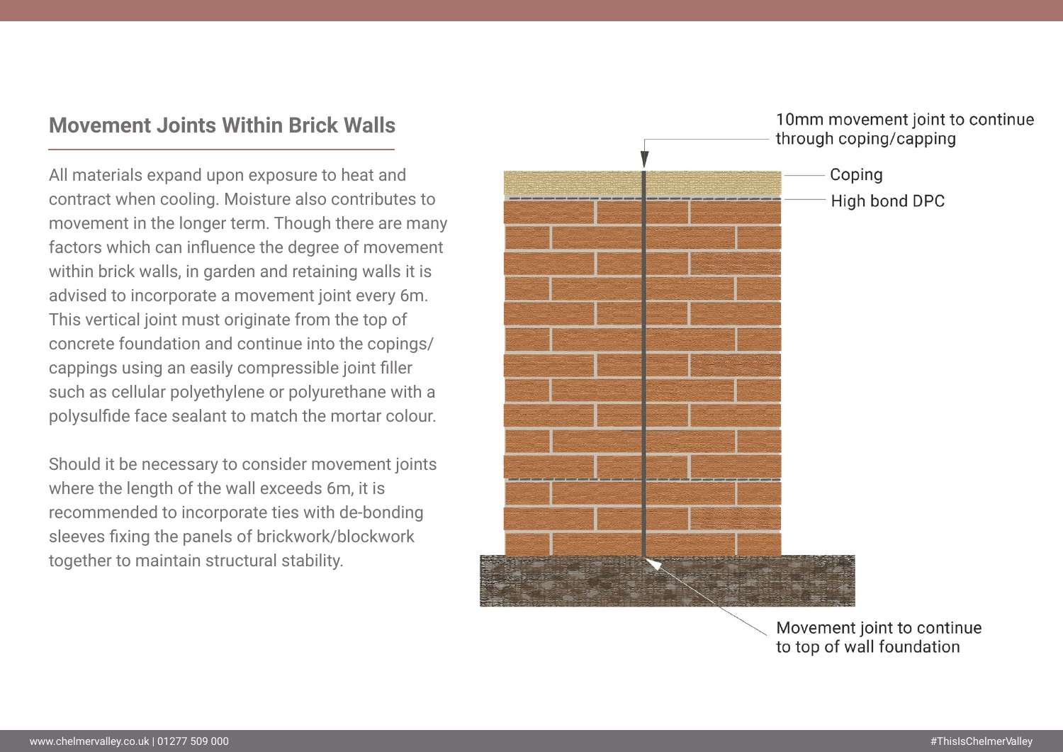## Movement Joints Within Brick Walls

All materials expand upon exposure to heat and contract when cooling. Moisture also contributes to movement in the longer term. Though there are many factors which can influence the degree of movement within brick walls, in garden and retaining walls it is advised to incorporate a movement joint every 6m. This vertical joint must originate from the top of concrete foundation and continue into the copings/cappings using an easily compressible joint filler such as cellular polyethylene or polyurethane with a polysulfide face sealant to match the mortar colour.

Should it be necessary to consider movement joints where the length of the wall exceeds 6m, it is recommended to incorporate ties with de-bonding sleeves fixing the panels of brickwork/blockwork together to maintain structural stability.

10mm movement joint to continue through coping/capping

Coping

High bond DPC

Movement joint to continue to top of wall foundation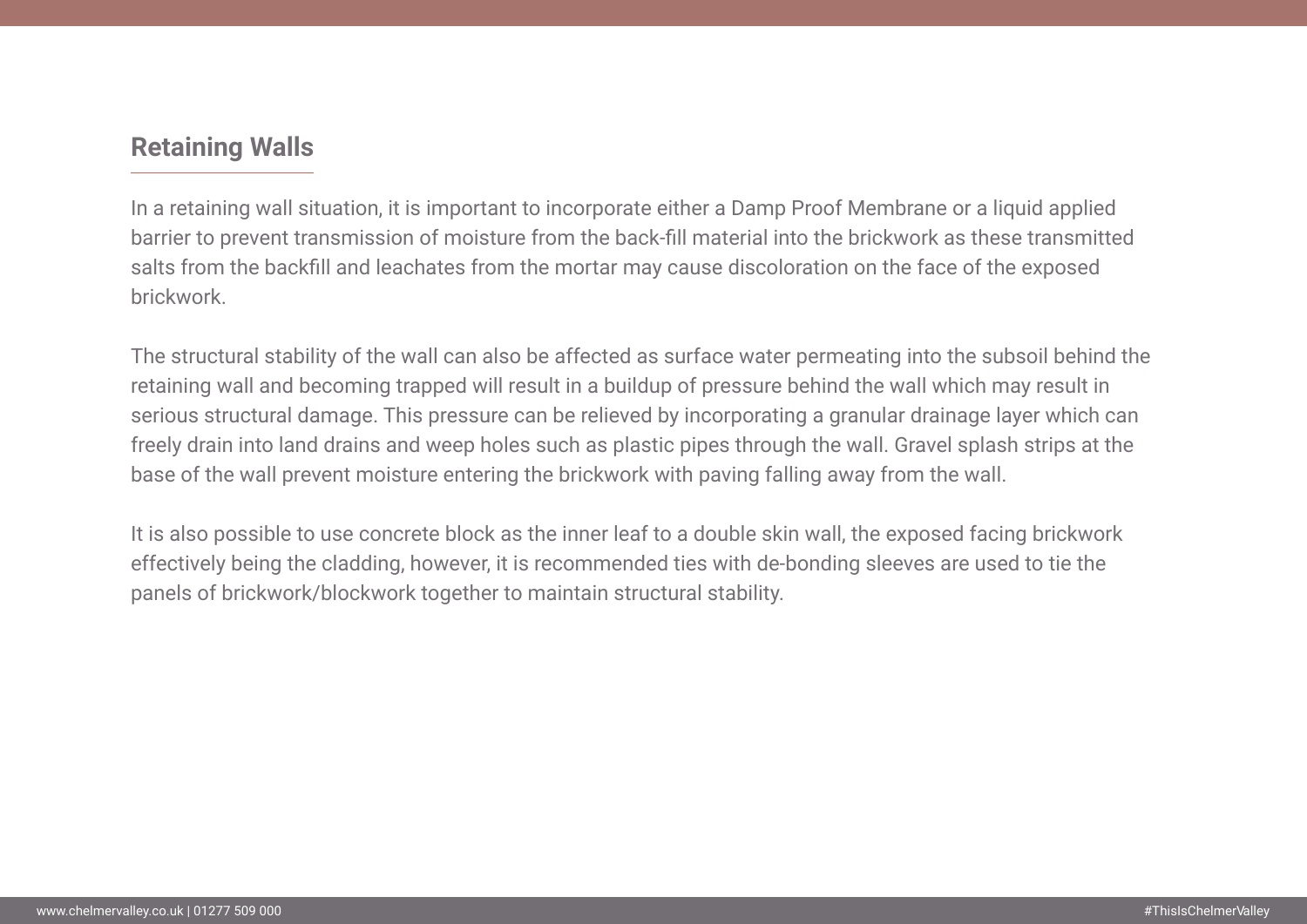## Retaining Walls

In a retaining wall situation, it is important to incorporate either a Damp Proof Membrane or a liquid applied barrier to prevent transmission of moisture from the back-fill material into the brickwork as these transmitted salts from the backfill and leachates from the mortar may cause discoloration on the face of the exposed brickwork.

The structural stability of the wall can also be affected as surface water permeating into the subsoil behind the retaining wall and becoming trapped will result in a buildup of pressure behind the wall which may result in serious structural damage. This pressure can be relieved by incorporating a granular drainage layer which can freely drain into land drains and weep holes such as plastic pipes through the wall. Gravel splash strips at the base of the wall prevent moisture entering the brickwork with paving falling away from the wall.

It is also possible to use concrete block as the inner leaf to a double skin wall, the exposed facing brickwork effectively being the cladding, however, it is recommended ties with de-bonding sleeves are used to tie the panels of brickwork/blockwork together to maintain structural stability.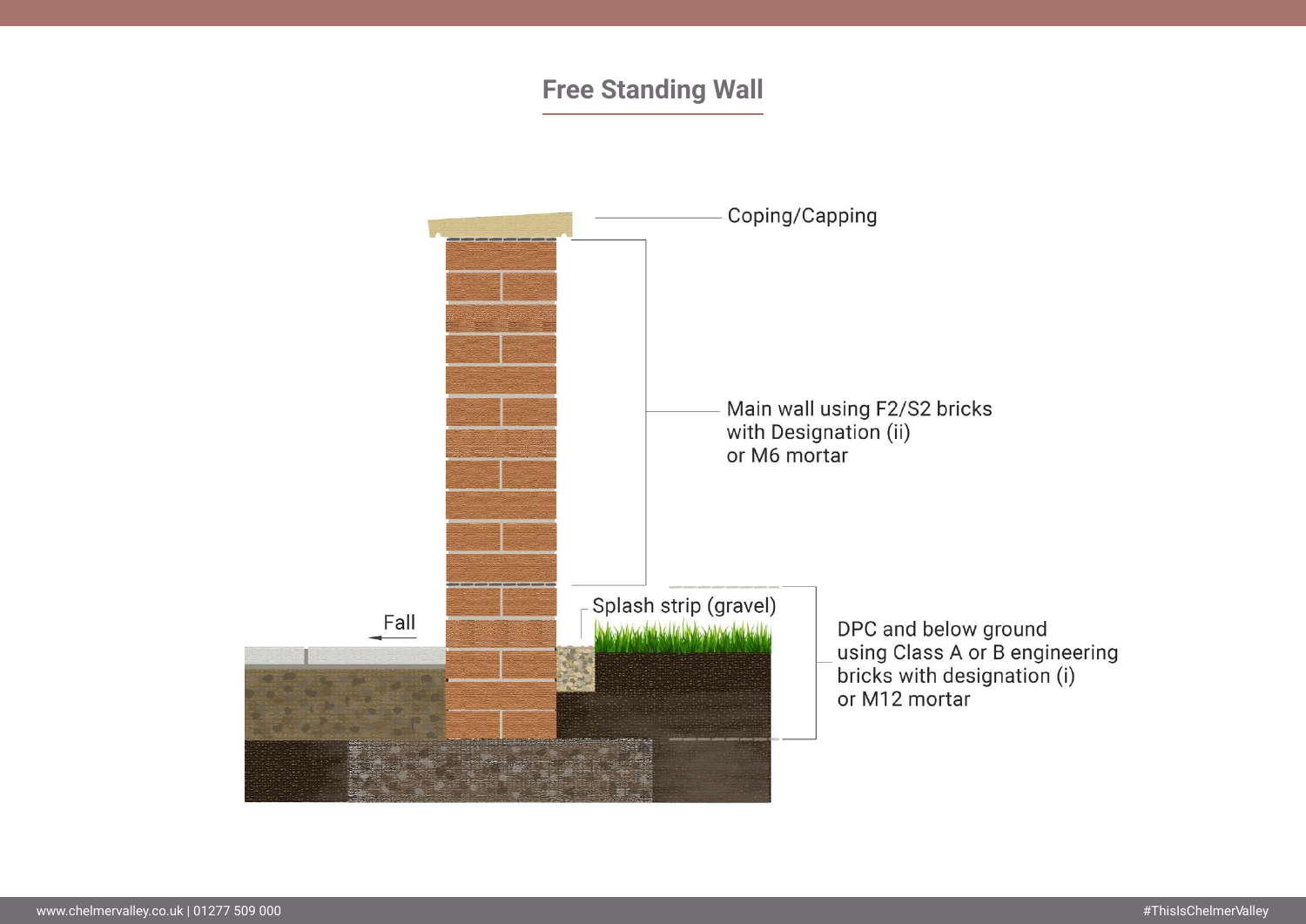# Free Standing Wall

Coping/Capping

Main wall using F2/S2 bricks with Designation (ii) or M6 mortar

Fall

Splash strip (gravel)

DPC and below ground using Class A or B engineering bricks with designation (i) or M12 mortar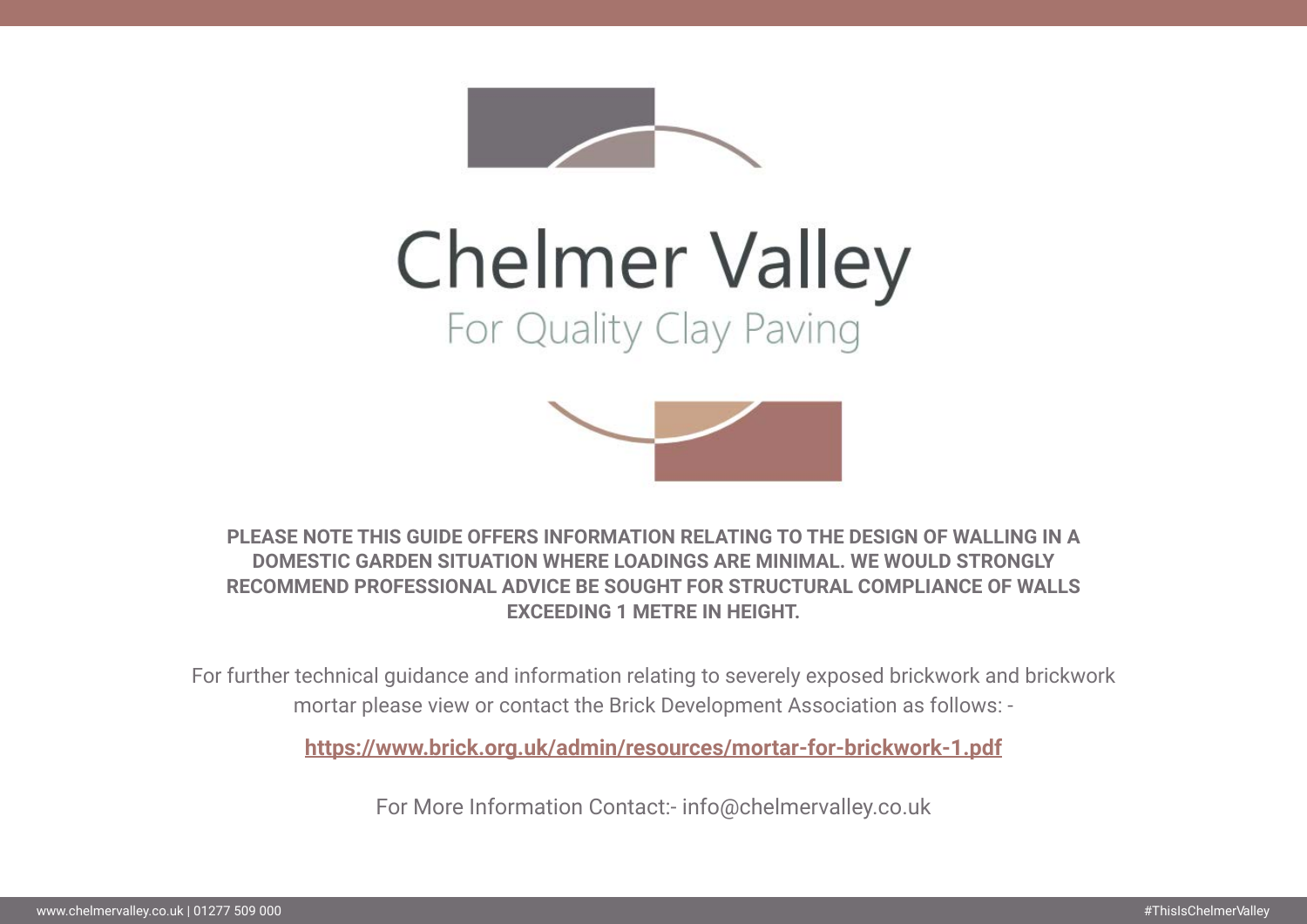# Chelmer Valley

For Quality Clay Paving

**PLEASE NOTE THIS GUIDE OFFERS INFORMATION RELATING TO THE DESIGN OF WALLING IN A DOMESTIC GARDEN SITUATION WHERE LOADINGS ARE MINIMAL. WE WOULD STRONGLY RECOMMEND PROFESSIONAL ADVICE BE SOUGHT FOR STRUCTURAL COMPLIANCE OF WALLS EXCEEDING 1 METRE IN HEIGHT.**

For further technical guidance and information relating to severely exposed brickwork and brickwork mortar please view or contact the Brick Development Association as follows: -

**https://www.brick.org.uk/admin/resources/mortar-for-brickwork-1.pdf**

For More Information Contact:- info@chelmervalley.co.uk